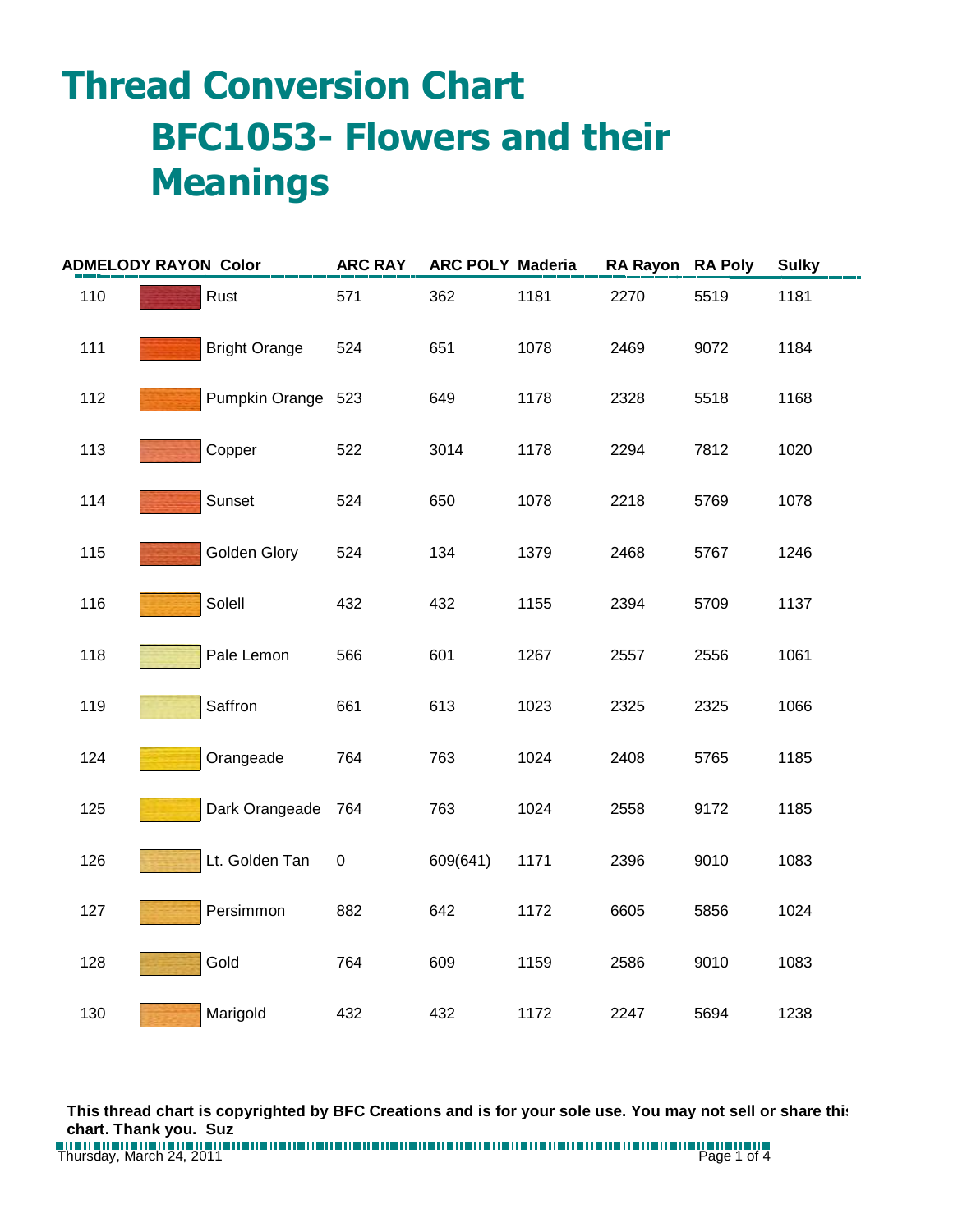# Thread Conversion Chart

## BFC1053- Flowers and their Meanings

| ADMELODY RAYON | Color | ARC RAY | ARC POLY | Maderia | RA Rayon | RA Poly | Sulky |
|---|---|---|---|---|---|---|---|
| 110 | Rust | 571 | 362 | 1181 | 2270 | 5519 | 1181 |
| 111 | Bright Orange | 524 | 651 | 1078 | 2469 | 9072 | 1184 |
| 112 | Pumpkin Orange | 523 | 649 | 1178 | 2328 | 5518 | 1168 |
| 113 | Copper | 522 | 3014 | 1178 | 2294 | 7812 | 1020 |
| 114 | Sunset | 524 | 650 | 1078 | 2218 | 5769 | 1078 |
| 115 | Golden Glory | 524 | 134 | 1379 | 2468 | 5767 | 1246 |
| 116 | Solell | 432 | 432 | 1155 | 2394 | 5709 | 1137 |
| 118 | Pale Lemon | 566 | 601 | 1267 | 2557 | 2556 | 1061 |
| 119 | Saffron | 661 | 613 | 1023 | 2325 | 2325 | 1066 |
| 124 | Orangeade | 764 | 763 | 1024 | 2408 | 5765 | 1185 |
| 125 | Dark Orangeade | 764 | 763 | 1024 | 2558 | 9172 | 1185 |
| 126 | Lt. Golden Tan | 0 | 609(641) | 1171 | 2396 | 9010 | 1083 |
| 127 | Persimmon | 882 | 642 | 1172 | 6605 | 5856 | 1024 |
| 128 | Gold | 764 | 609 | 1159 | 2586 | 9010 | 1083 |
| 130 | Marigold | 432 | 432 | 1172 | 2247 | 5694 | 1238 |

**This thread chart is copyrighted by BFC Creations and is for your sole use. You may not sell or share this chart. Thank you. Suz**

Thursday, March 24, 2011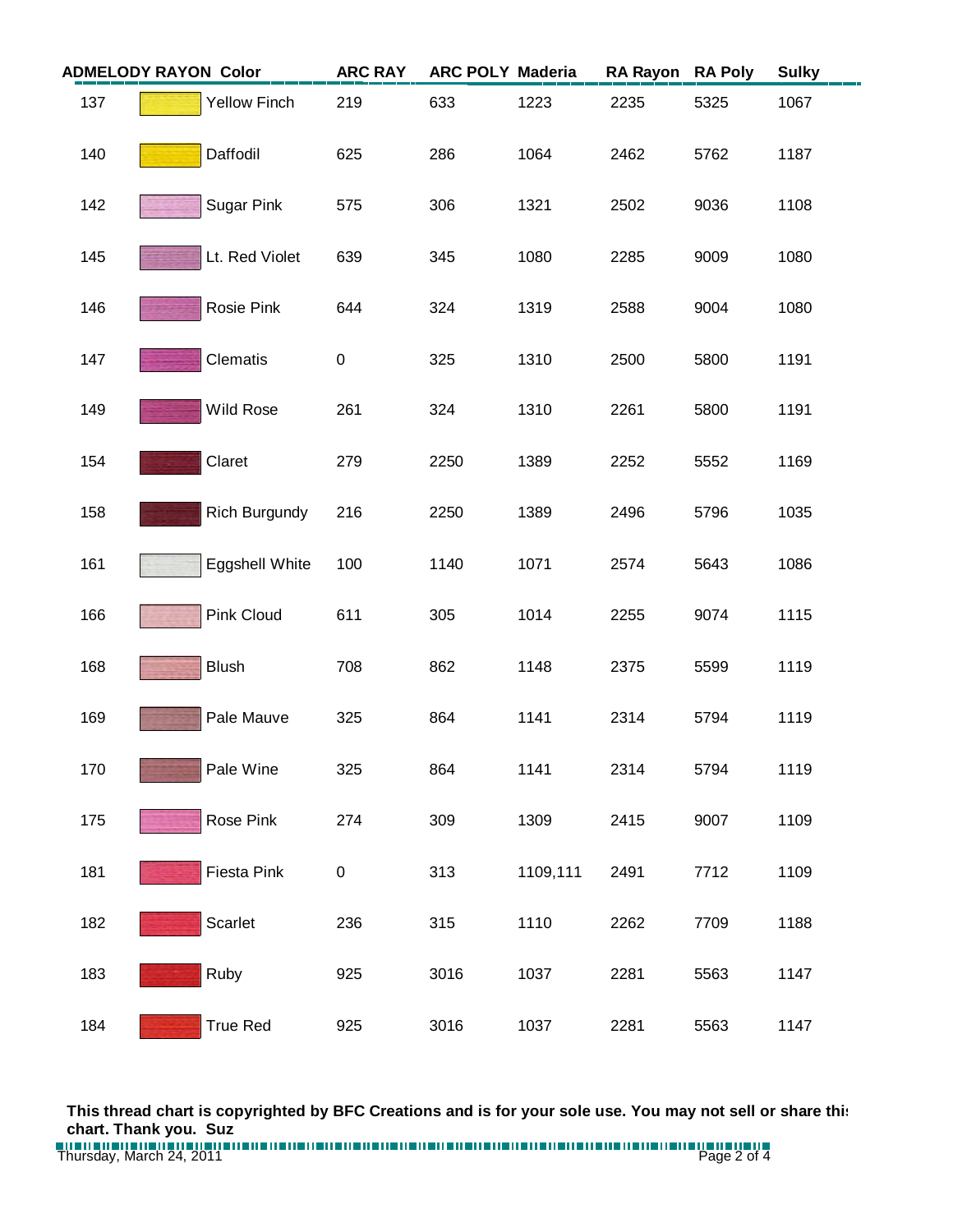| ADMELODY RAYON | | Color | ARC RAY | ARC POLY | Maderia | RA Rayon | RA Poly | Sulky |
|---|---|---|---|---|---|---|---|---|
| 137 | | Yellow Finch | 219 | 633 | 1223 | 2235 | 5325 | 1067 |
| 140 | | Daffodil | 625 | 286 | 1064 | 2462 | 5762 | 1187 |
| 142 | | Sugar Pink | 575 | 306 | 1321 | 2502 | 9036 | 1108 |
| 145 | | Lt. Red Violet | 639 | 345 | 1080 | 2285 | 9009 | 1080 |
| 146 | | Rosie Pink | 644 | 324 | 1319 | 2588 | 9004 | 1080 |
| 147 | | Clematis | 0 | 325 | 1310 | 2500 | 5800 | 1191 |
| 149 | | Wild Rose | 261 | 324 | 1310 | 2261 | 5800 | 1191 |
| 154 | | Claret | 279 | 2250 | 1389 | 2252 | 5552 | 1169 |
| 158 | | Rich Burgundy | 216 | 2250 | 1389 | 2496 | 5796 | 1035 |
| 161 | | Eggshell White | 100 | 1140 | 1071 | 2574 | 5643 | 1086 |
| 166 | | Pink Cloud | 611 | 305 | 1014 | 2255 | 9074 | 1115 |
| 168 | | Blush | 708 | 862 | 1148 | 2375 | 5599 | 1119 |
| 169 | | Pale Mauve | 325 | 864 | 1141 | 2314 | 5794 | 1119 |
| 170 | | Pale Wine | 325 | 864 | 1141 | 2314 | 5794 | 1119 |
| 175 | | Rose Pink | 274 | 309 | 1309 | 2415 | 9007 | 1109 |
| 181 | | Fiesta Pink | 0 | 313 | 1109,111 | 2491 | 7712 | 1109 |
| 182 | | Scarlet | 236 | 315 | 1110 | 2262 | 7709 | 1188 |
| 183 | | Ruby | 925 | 3016 | 1037 | 2281 | 5563 | 1147 |
| 184 | | True Red | 925 | 3016 | 1037 | 2281 | 5563 | 1147 |

**This thread chart is copyrighted by BFC Creations and is for your sole use. You may not sell or share this chart. Thank you. Suz**

Thursday, March 24, 2011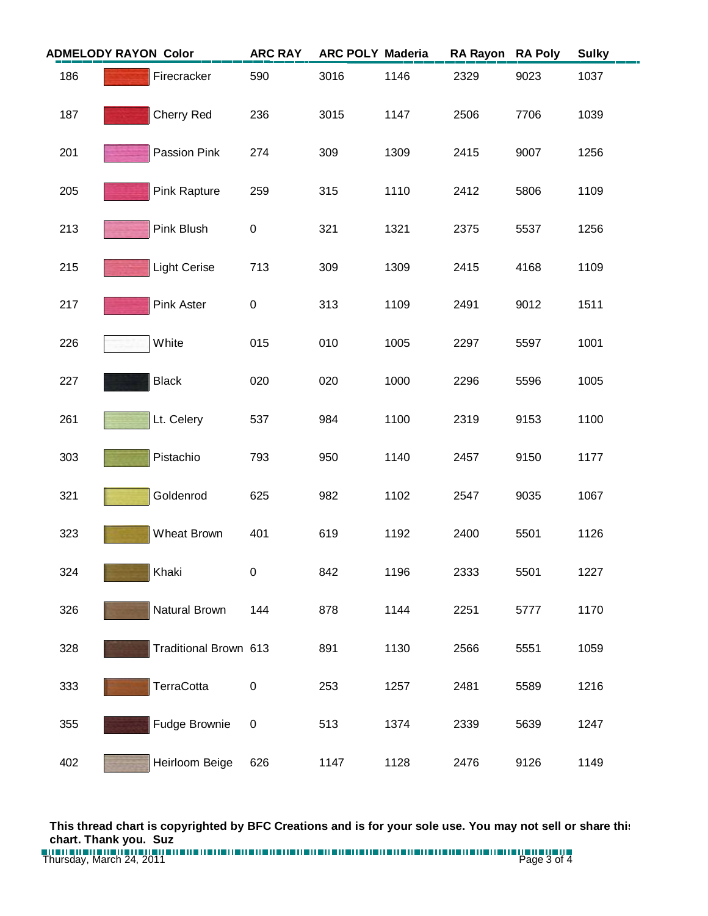| ADMELODY RAYON | | Color | ARC RAY | ARC POLY | Maderia | RA Rayon | RA Poly | Sulky |
|---|---|---|---|---|---|---|---|---|
| 186 | | Firecracker | 590 | 3016 | 1146 | 2329 | 9023 | 1037 |
| 187 | | Cherry Red | 236 | 3015 | 1147 | 2506 | 7706 | 1039 |
| 201 | | Passion Pink | 274 | 309 | 1309 | 2415 | 9007 | 1256 |
| 205 | | Pink Rapture | 259 | 315 | 1110 | 2412 | 5806 | 1109 |
| 213 | | Pink Blush | 0 | 321 | 1321 | 2375 | 5537 | 1256 |
| 215 | | Light Cerise | 713 | 309 | 1309 | 2415 | 4168 | 1109 |
| 217 | | Pink Aster | 0 | 313 | 1109 | 2491 | 9012 | 1511 |
| 226 | | White | 015 | 010 | 1005 | 2297 | 5597 | 1001 |
| 227 | | Black | 020 | 020 | 1000 | 2296 | 5596 | 1005 |
| 261 | | Lt. Celery | 537 | 984 | 1100 | 2319 | 9153 | 1100 |
| 303 | | Pistachio | 793 | 950 | 1140 | 2457 | 9150 | 1177 |
| 321 | | Goldenrod | 625 | 982 | 1102 | 2547 | 9035 | 1067 |
| 323 | | Wheat Brown | 401 | 619 | 1192 | 2400 | 5501 | 1126 |
| 324 | | Khaki | 0 | 842 | 1196 | 2333 | 5501 | 1227 |
| 326 | | Natural Brown | 144 | 878 | 1144 | 2251 | 5777 | 1170 |
| 328 | | Traditional Brown | 613 | 891 | 1130 | 2566 | 5551 | 1059 |
| 333 | | TerraCotta | 0 | 253 | 1257 | 2481 | 5589 | 1216 |
| 355 | | Fudge Brownie | 0 | 513 | 1374 | 2339 | 5639 | 1247 |
| 402 | | Heirloom Beige | 626 | 1147 | 1128 | 2476 | 9126 | 1149 |

**This thread chart is copyrighted by BFC Creations and is for your sole use. You may not sell or share this chart. Thank you. Suz**

Thursday, March 24, 2011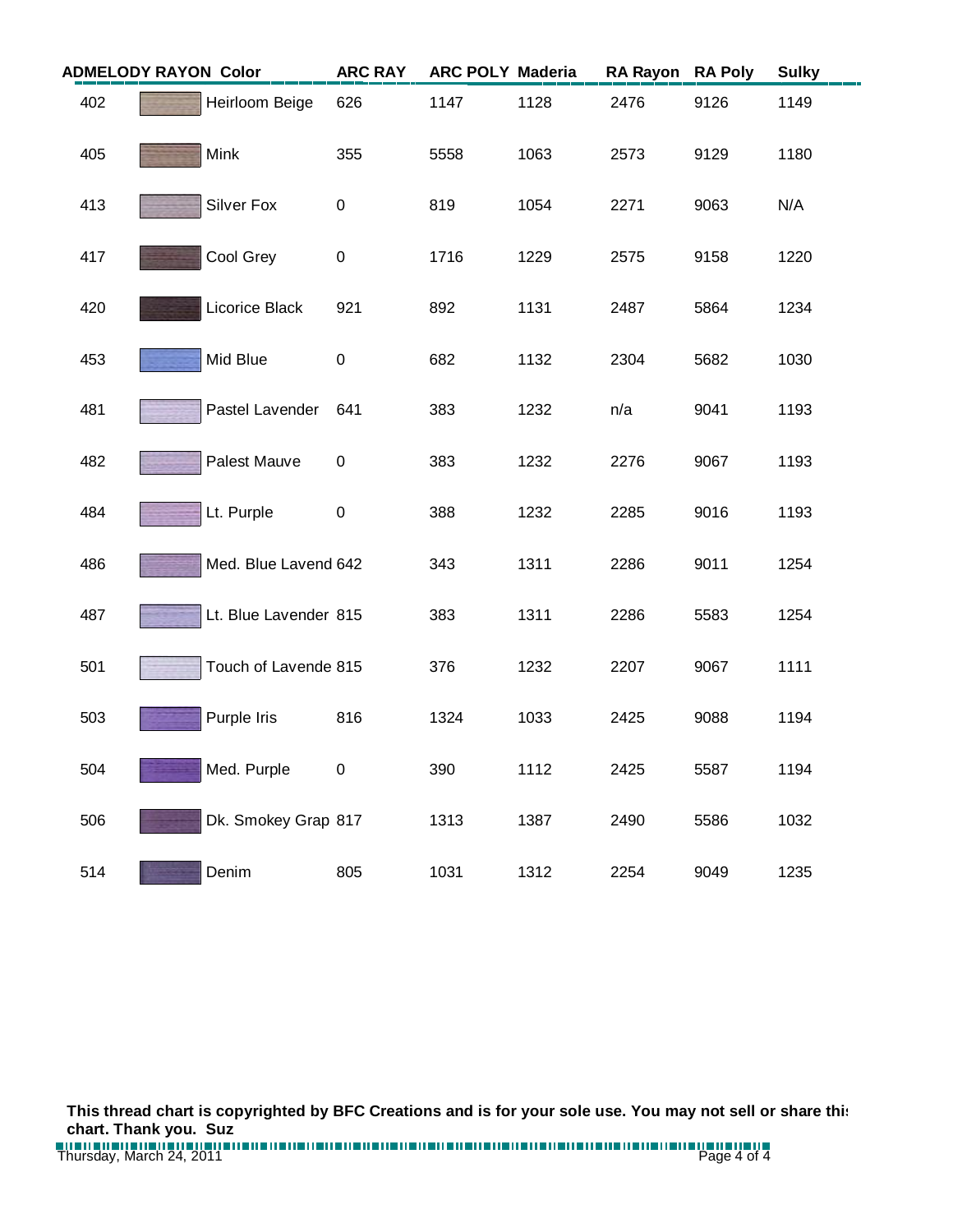| ADMELODY RAYON | Color | ARC RAY | ARC POLY | Maderia | RA Rayon | RA Poly | Sulky |
|---|---|---|---|---|---|---|---|
| 402 | Heirloom Beige | 626 | 1147 | 1128 | 2476 | 9126 | 1149 |
| 405 | Mink | 355 | 5558 | 1063 | 2573 | 9129 | 1180 |
| 413 | Silver Fox | 0 | 819 | 1054 | 2271 | 9063 | N/A |
| 417 | Cool Grey | 0 | 1716 | 1229 | 2575 | 9158 | 1220 |
| 420 | Licorice Black | 921 | 892 | 1131 | 2487 | 5864 | 1234 |
| 453 | Mid Blue | 0 | 682 | 1132 | 2304 | 5682 | 1030 |
| 481 | Pastel Lavender | 641 | 383 | 1232 | n/a | 9041 | 1193 |
| 482 | Palest Mauve | 0 | 383 | 1232 | 2276 | 9067 | 1193 |
| 484 | Lt. Purple | 0 | 388 | 1232 | 2285 | 9016 | 1193 |
| 486 | Med. Blue Lavend | 642 | 343 | 1311 | 2286 | 9011 | 1254 |
| 487 | Lt. Blue Lavender | 815 | 383 | 1311 | 2286 | 5583 | 1254 |
| 501 | Touch of Lavende | 815 | 376 | 1232 | 2207 | 9067 | 1111 |
| 503 | Purple Iris | 816 | 1324 | 1033 | 2425 | 9088 | 1194 |
| 504 | Med. Purple | 0 | 390 | 1112 | 2425 | 5587 | 1194 |
| 506 | Dk. Smokey Grap | 817 | 1313 | 1387 | 2490 | 5586 | 1032 |
| 514 | Denim | 805 | 1031 | 1312 | 2254 | 9049 | 1235 |

**This thread chart is copyrighted by BFC Creations and is for your sole use. You may not sell or share this chart. Thank you. Suz**

Thursday, March 24, 2011